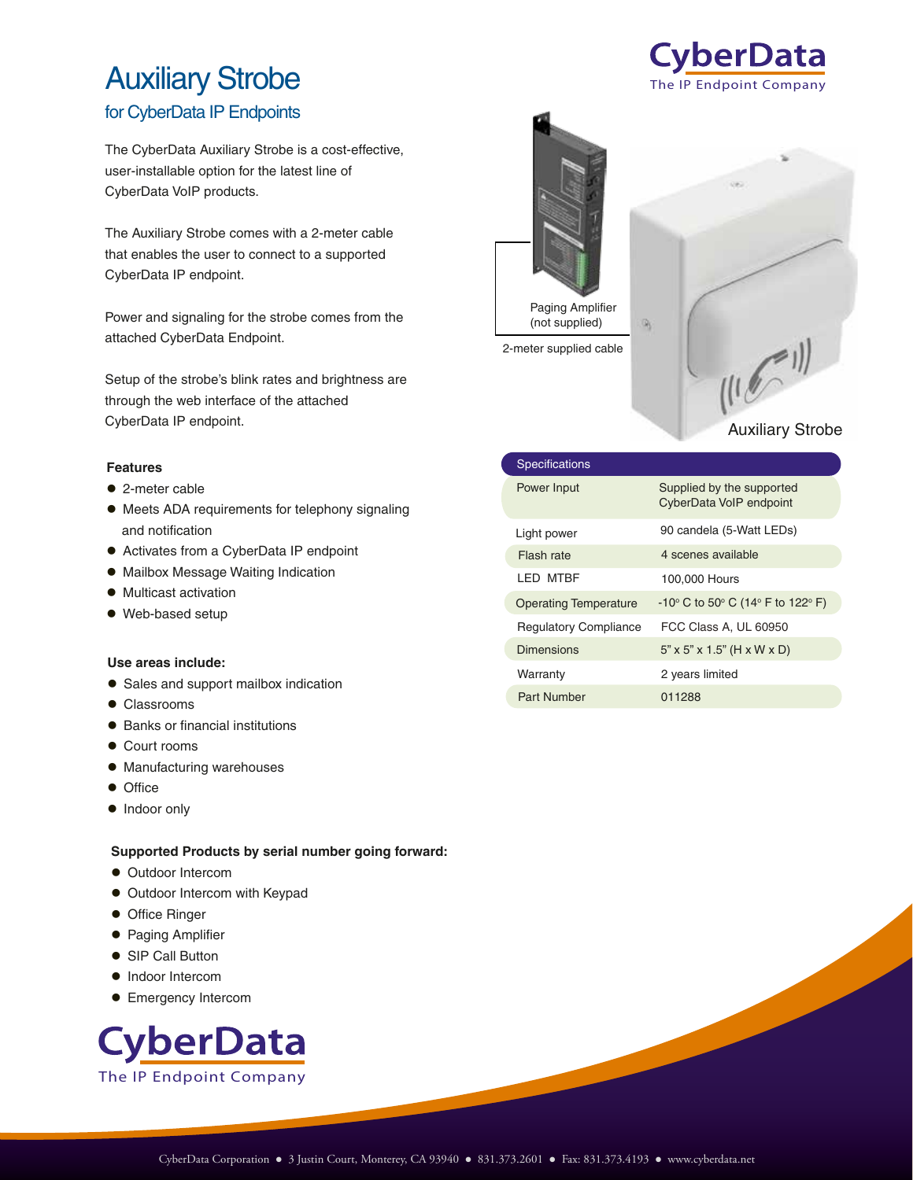# Auxiliary Strobe

## for CyberData IP Endpoints

CyberData
The IP Endpoint Company

The CyberData Auxiliary Strobe is a cost-effective, user-installable option for the latest line of CyberData VoIP products.

The Auxiliary Strobe comes with a 2-meter cable that enables the user to connect to a supported CyberData IP endpoint.

Power and signaling for the strobe comes from the attached CyberData Endpoint.

Setup of the strobe's blink rates and brightness are through the web interface of the attached CyberData IP endpoint.

Paging Amplifier (not supplied)

2-meter supplied cable

Auxiliary Strobe

### Features

- 2-meter cable
- Meets ADA requirements for telephony signaling and notification
- Activates from a CyberData IP endpoint
- Mailbox Message Waiting Indication
- Multicast activation
- Web-based setup

### Use areas include:

- Sales and support mailbox indication
- Classrooms
- Banks or financial institutions
- Court rooms
- Manufacturing warehouses
- Office
- Indoor only

### Supported Products by serial number going forward:

- Outdoor Intercom
- Outdoor Intercom with Keypad
- Office Ringer
- Paging Amplifier
- SIP Call Button
- Indoor Intercom
- Emergency Intercom

| Specifications | |
|---|---|
| Power Input | Supplied by the supported CyberData VoIP endpoint |
| Light power | 90 candela (5-Watt LEDs) |
| Flash rate | 4 scenes available |
| LED MTBF | 100,000 Hours |
| Operating Temperature | -10° C to 50° C (14° F to 122° F) |
| Regulatory Compliance | FCC Class A, UL 60950 |
| Dimensions | 5" x 5" x 1.5" (H x W x D) |
| Warranty | 2 years limited |
| Part Number | 011288 |

CyberData
The IP Endpoint Company

CyberData Corporation ● 3 Justin Court, Monterey, CA 93940 ● 831.373.2601 ● Fax: 831.373.4193 ● www.cyberdata.net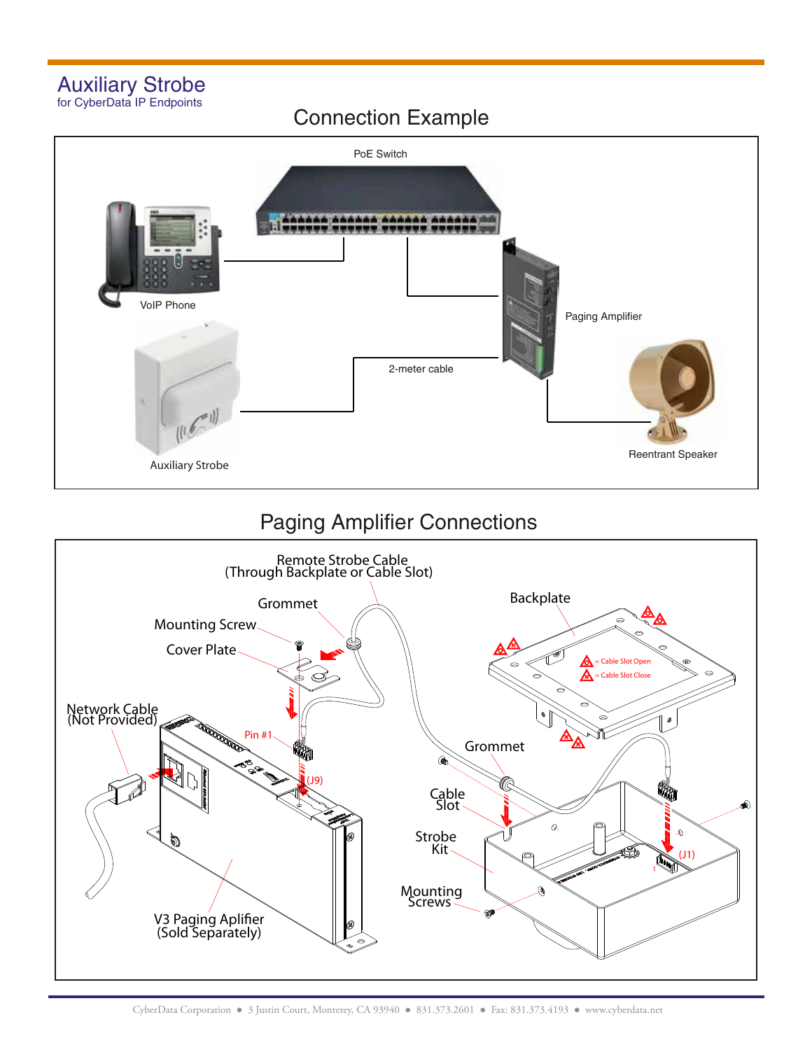# Auxiliary Strobe

for CyberData IP Endpoints

## Connection Example

PoE Switch

VoIP Phone

Paging Amplifier

2-meter cable

Auxiliary Strobe

Reentrant Speaker

## Paging Amplifier Connections

Remote Strobe Cable
(Through Backplate or Cable Slot)

Grommet

Mounting Screw

Cover Plate

Backplate

= Cable Slot Open

= Cable Slot Close

Network Cable
(Not Provided)

Pin #1

(J9)

Grommet

Cable
Slot

Strobe
Kit

(J1)

Mounting
Screws

V3 Paging Aplifier
(Sold Separately)

CyberData Corporation ● 3 Justin Court, Monterey, CA 93940 ● 831.373.2601 ● Fax: 831.373.4193 ● www.cyberdata.net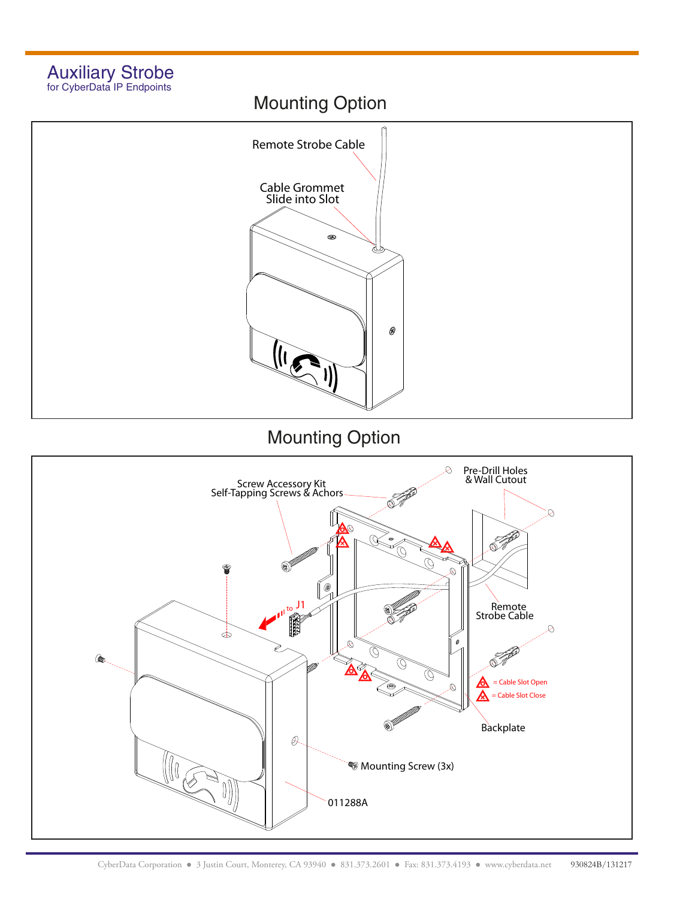# Auxiliary Strobe
for CyberData IP Endpoints

## Mounting Option

Remote Strobe Cable

Cable Grommet
Slide into Slot

## Mounting Option

Screw Accessory Kit
Self-Tapping Screws & Achors

Pre-Drill Holes
& Wall Cutout

to J1

Remote
Strobe Cable

= Cable Slot Open

= Cable Slot Close

Backplate

Mounting Screw (3x)

011288A